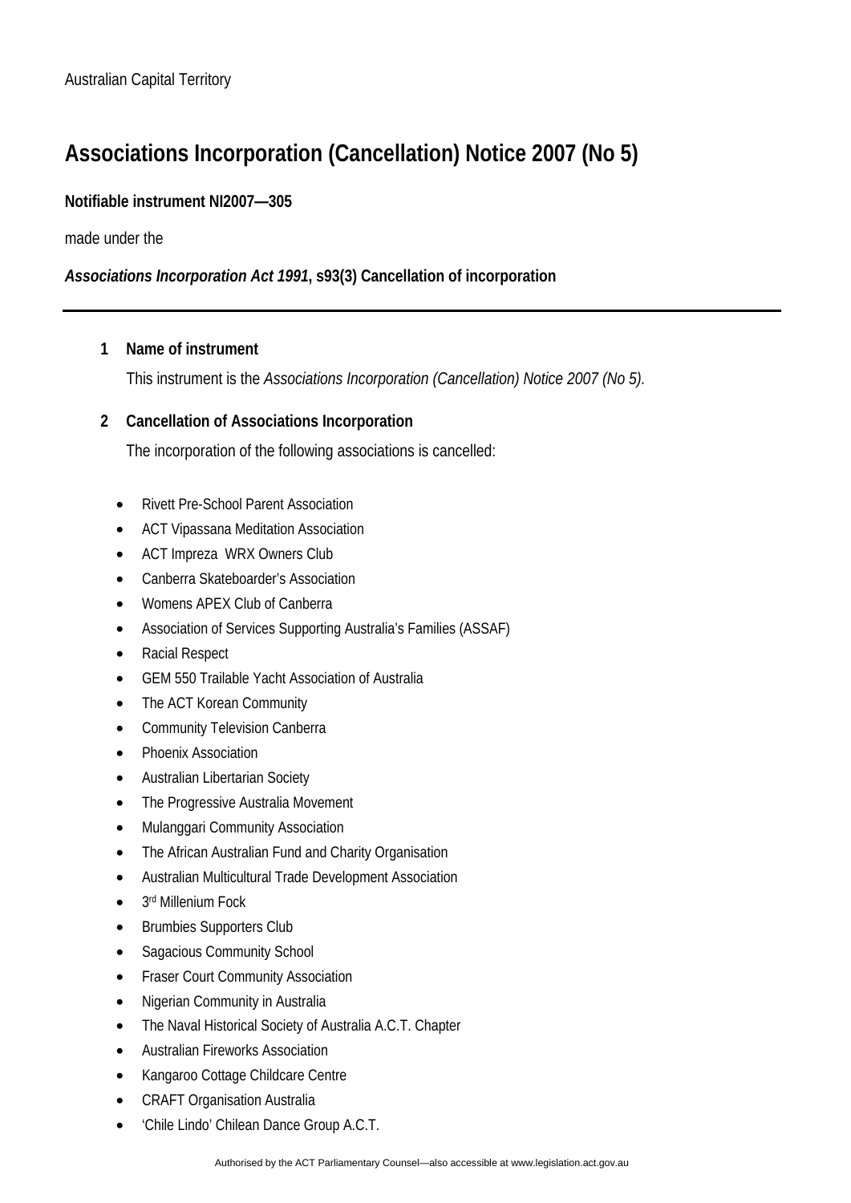Australian Capital Territory

# Associations Incorporation (Cancellation) Notice 2007 (No 5)

**Notifiable instrument NI2007—305**

made under the

***Associations Incorporation Act 1991*, s93(3) Cancellation of incorporation**

---

**1 Name of instrument**

This instrument is the *Associations Incorporation (Cancellation) Notice 2007 (No 5).*

**2 Cancellation of Associations Incorporation**

The incorporation of the following associations is cancelled:

- Rivett Pre-School Parent Association
- ACT Vipassana Meditation Association
- ACT Impreza WRX Owners Club
- Canberra Skateboarder's Association
- Womens APEX Club of Canberra
- Association of Services Supporting Australia's Families (ASSAF)
- Racial Respect
- GEM 550 Trailable Yacht Association of Australia
- The ACT Korean Community
- Community Television Canberra
- Phoenix Association
- Australian Libertarian Society
- The Progressive Australia Movement
- Mulanggari Community Association
- The African Australian Fund and Charity Organisation
- Australian Multicultural Trade Development Association
- 3rd Millenium Fock
- Brumbies Supporters Club
- Sagacious Community School
- Fraser Court Community Association
- Nigerian Community in Australia
- The Naval Historical Society of Australia A.C.T. Chapter
- Australian Fireworks Association
- Kangaroo Cottage Childcare Centre
- CRAFT Organisation Australia
- 'Chile Lindo' Chilean Dance Group A.C.T.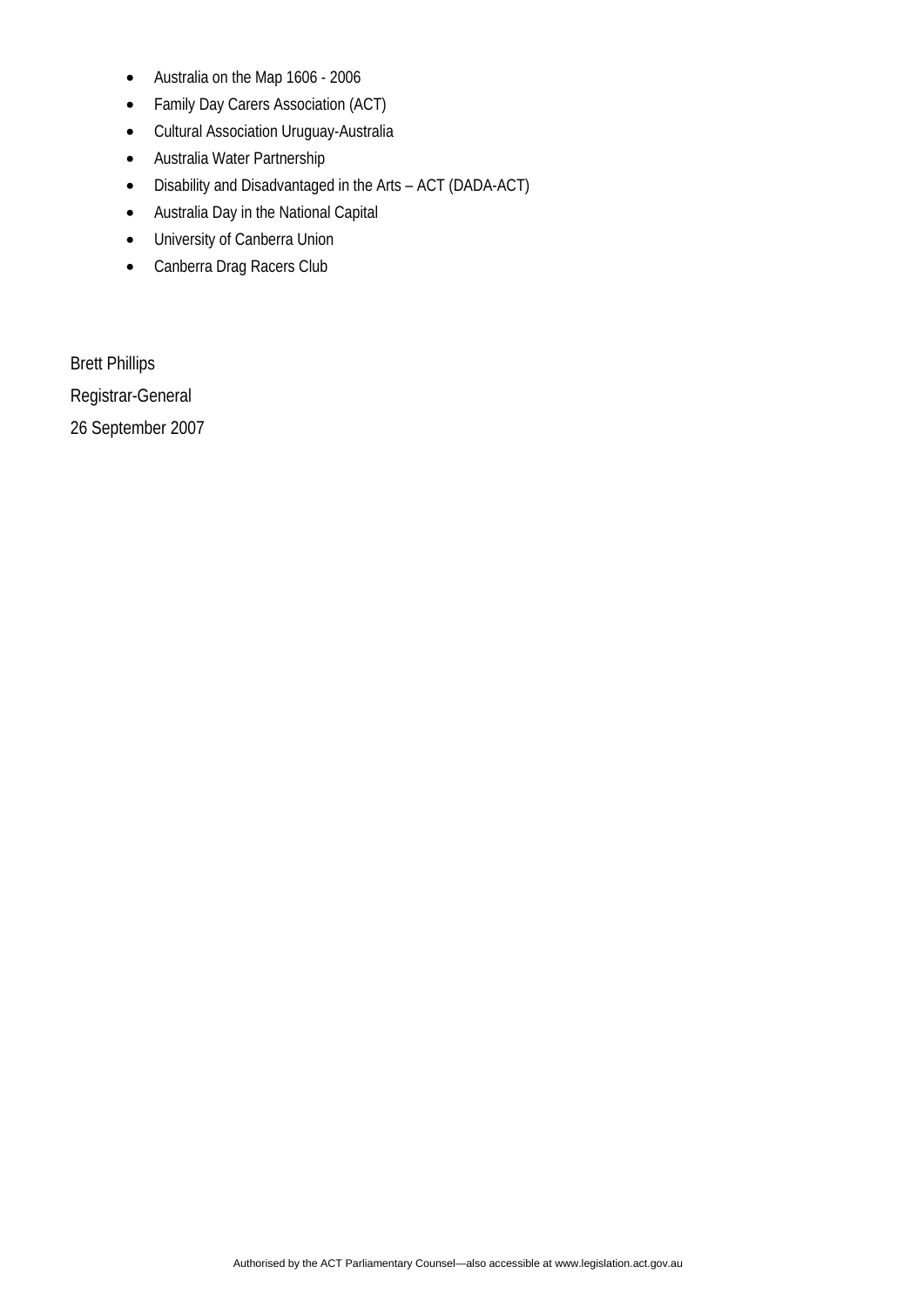- Australia on the Map 1606 - 2006
- Family Day Carers Association (ACT)
- Cultural Association Uruguay-Australia
- Australia Water Partnership
- Disability and Disadvantaged in the Arts – ACT (DADA-ACT)
- Australia Day in the National Capital
- University of Canberra Union
- Canberra Drag Racers Club

Brett Phillips

Registrar-General

26 September 2007